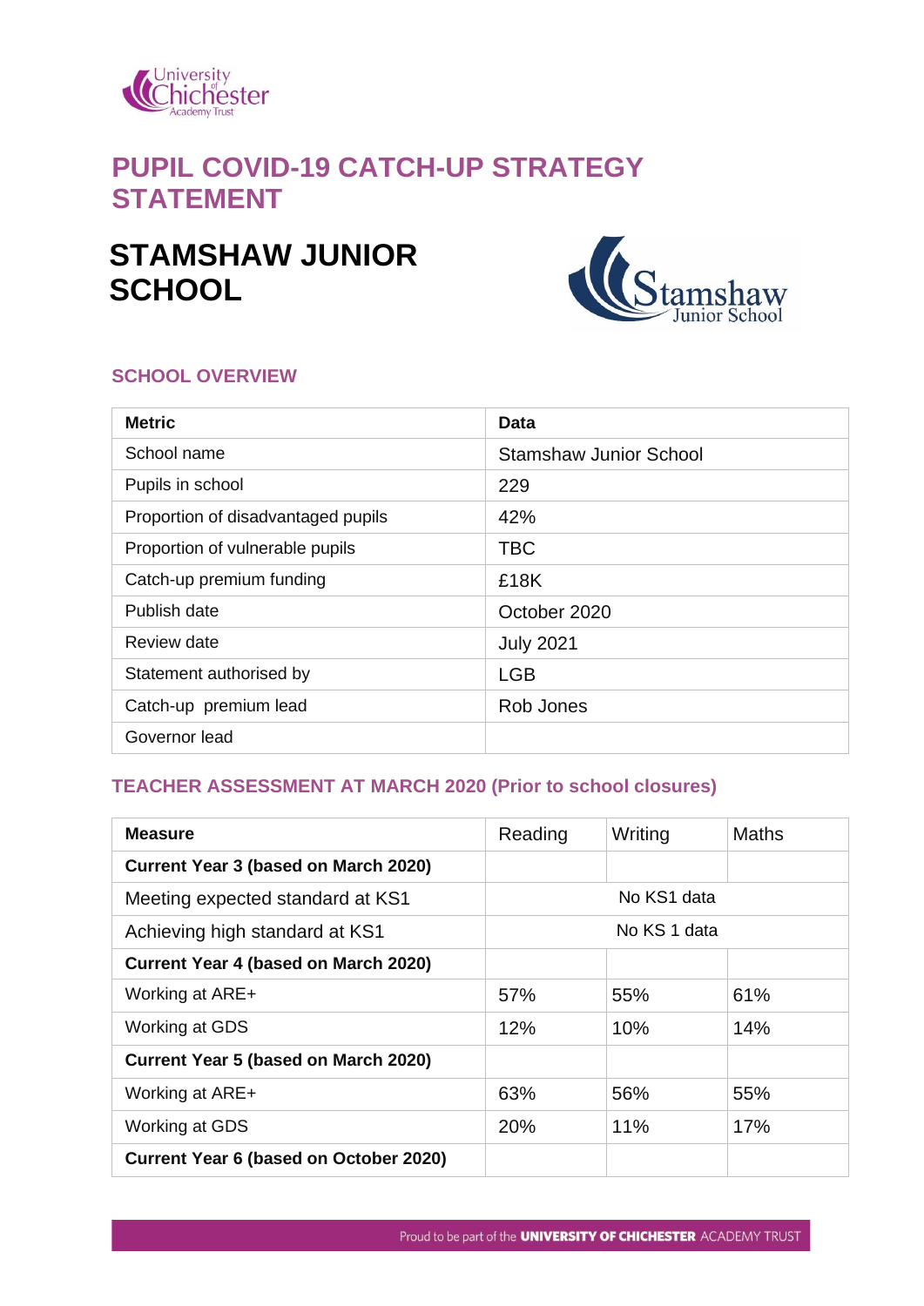# PUPIL COVID-19 CATCH-UP STRATEGY STATEMENT

# STAMSHAW JUNIOR SCHOOL

## SCHOOL OVERVIEW

| Metric | Data |
|---|---|
| School name | Stamshaw Junior School |
| Pupils in school | 229 |
| Proportion of disadvantaged pupils | 42% |
| Proportion of vulnerable pupils | TBC |
| Catch-up premium funding | £18K |
| Publish date | October 2020 |
| Review date | July 2021 |
| Statement authorised by | LGB |
| Catch-up premium lead | Rob Jones |
| Governor lead | |

## TEACHER ASSESSMENT AT MARCH 2020 (Prior to school closures)

| Measure | Reading | Writing | Maths |
|---|---|---|---|
| **Current Year 3 (based on March 2020)** | | | |
| Meeting expected standard at KS1 | No KS1 data | | |
| Achieving high standard at KS1 | No KS 1 data | | |
| **Current Year 4 (based on March 2020)** | | | |
| Working at ARE+ | 57% | 55% | 61% |
| Working at GDS | 12% | 10% | 14% |
| **Current Year 5 (based on March 2020)** | | | |
| Working at ARE+ | 63% | 56% | 55% |
| Working at GDS | 20% | 11% | 17% |
| **Current Year 6 (based on October 2020)** | | | |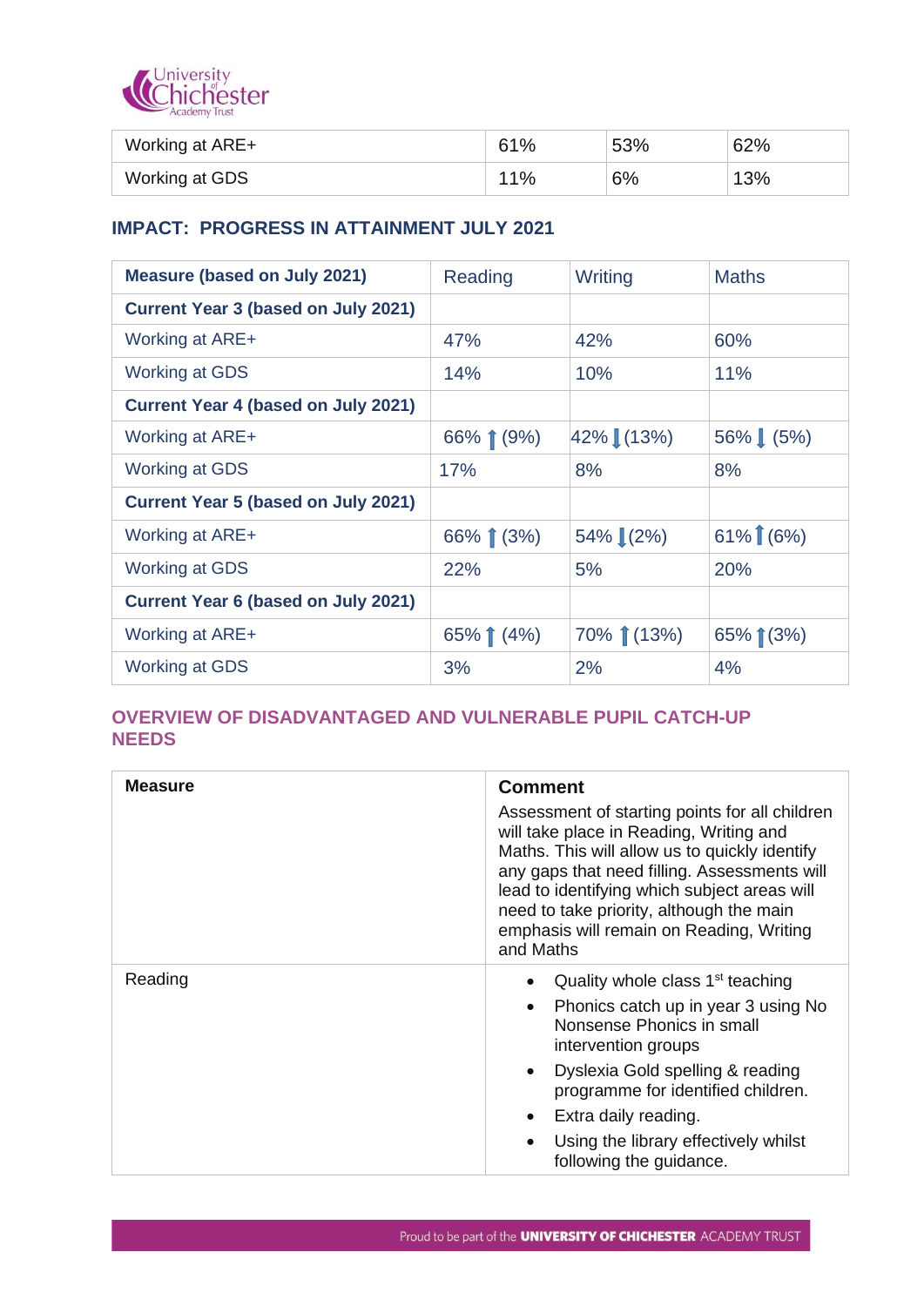| Working at ARE+ | 61% | 53% | 62% |
|---|---|---|---|
| Working at GDS | 11% | 6% | 13% |

## IMPACT: PROGRESS IN ATTAINMENT JULY 2021

| **Measure (based on July 2021)** | Reading | Writing | Maths |
|---|---|---|---|
| **Current Year 3 (based on July 2021)** | | | |
| Working at ARE+ | 47% | 42% | 60% |
| Working at GDS | 14% | 10% | 11% |
| **Current Year 4 (based on July 2021)** | | | |
| Working at ARE+ | 66% ↑ (9%) | 42% ↓ (13%) | 56% ↓ (5%) |
| Working at GDS | 17% | 8% | 8% |
| **Current Year 5 (based on July 2021)** | | | |
| Working at ARE+ | 66% ↑ (3%) | 54% ↓ (2%) | 61% ↑ (6%) |
| Working at GDS | 22% | 5% | 20% |
| **Current Year 6 (based on July 2021)** | | | |
| Working at ARE+ | 65% ↑ (4%) | 70% ↑ (13%) | 65% ↑ (3%) |
| Working at GDS | 3% | 2% | 4% |

## OVERVIEW OF DISADVANTAGED AND VULNERABLE PUPIL CATCH-UP NEEDS

| **Measure** | **Comment** Assessment of starting points for all children will take place in Reading, Writing and Maths. This will allow us to quickly identify any gaps that need filling. Assessments will lead to identifying which subject areas will need to take priority, although the main emphasis will remain on Reading, Writing and Maths |
|---|---|
| Reading | • Quality whole class 1st teaching<br>• Phonics catch up in year 3 using No Nonsense Phonics in small intervention groups<br>• Dyslexia Gold spelling & reading programme for identified children.<br>• Extra daily reading.<br>• Using the library effectively whilst following the guidance. |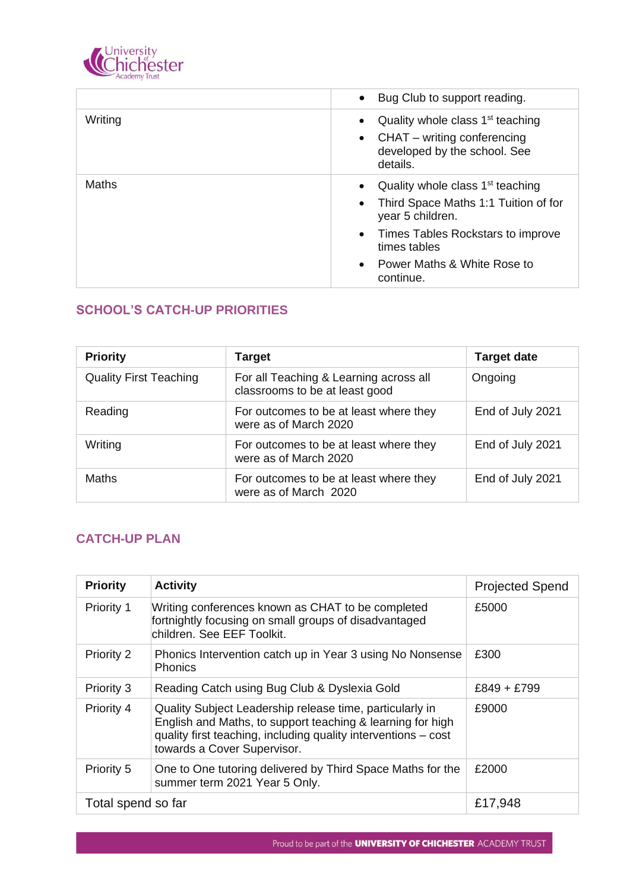| | |
|---|---|
| | • Bug Club to support reading. |
| Writing | • Quality whole class 1st teaching<br>• CHAT – writing conferencing developed by the school. See details. |
| Maths | • Quality whole class 1st teaching<br>• Third Space Maths 1:1 Tuition of for year 5 children.<br>• Times Tables Rockstars to improve times tables<br>• Power Maths & White Rose to continue. |

## SCHOOL'S CATCH-UP PRIORITIES

| Priority | Target | Target date |
|---|---|---|
| Quality First Teaching | For all Teaching & Learning across all classrooms to be at least good | Ongoing |
| Reading | For outcomes to be at least where they were as of March 2020 | End of July 2021 |
| Writing | For outcomes to be at least where they were as of March 2020 | End of July 2021 |
| Maths | For outcomes to be at least where they were as of March 2020 | End of July 2021 |

## CATCH-UP PLAN

| Priority | Activity | Projected Spend |
|---|---|---|
| Priority 1 | Writing conferences known as CHAT to be completed fortnightly focusing on small groups of disadvantaged children. See EEF Toolkit. | £5000 |
| Priority 2 | Phonics Intervention catch up in Year 3 using No Nonsense Phonics | £300 |
| Priority 3 | Reading Catch using Bug Club & Dyslexia Gold | £849 + £799 |
| Priority 4 | Quality Subject Leadership release time, particularly in English and Maths, to support teaching & learning for high quality first teaching, including quality interventions – cost towards a Cover Supervisor. | £9000 |
| Priority 5 | One to One tutoring delivered by Third Space Maths for the summer term 2021 Year 5 Only. | £2000 |
| Total spend so far | | £17,948 |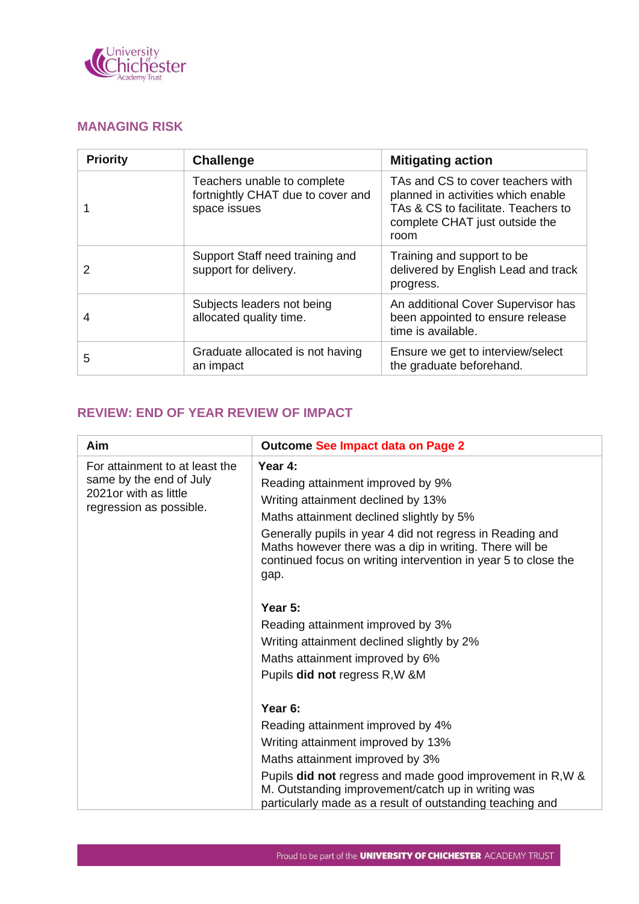## MANAGING RISK

| Priority | Challenge | Mitigating action |
|---|---|---|
| 1 | Teachers unable to complete fortnightly CHAT due to cover and space issues | TAs and CS to cover teachers with planned in activities which enable TAs & CS to facilitate. Teachers to complete CHAT just outside the room |
| 2 | Support Staff need training and support for delivery. | Training and support to be delivered by English Lead and track progress. |
| 4 | Subjects leaders not being allocated quality time. | An additional Cover Supervisor has been appointed to ensure release time is available. |
| 5 | Graduate allocated is not having an impact | Ensure we get to interview/select the graduate beforehand. |

## REVIEW: END OF YEAR REVIEW OF IMPACT

| Aim | Outcome See Impact data on Page 2 |
|---|---|
| For attainment to at least the same by the end of July 2021or with as little regression as possible. | **Year 4:**<br>Reading attainment improved by 9%<br>Writing attainment declined by 13%<br>Maths attainment declined slightly by 5%<br>Generally pupils in year 4 did not regress in Reading and Maths however there was a dip in writing. There will be continued focus on writing intervention in year 5 to close the gap.<br><br>**Year 5:**<br>Reading attainment improved by 3%<br>Writing attainment declined slightly by 2%<br>Maths attainment improved by 6%<br>Pupils **did not** regress R,W &M<br><br>**Year 6:**<br>Reading attainment improved by 4%<br>Writing attainment improved by 13%<br>Maths attainment improved by 3%<br>Pupils **did not** regress and made good improvement in R,W & M. Outstanding improvement/catch up in writing was particularly made as a result of outstanding teaching and |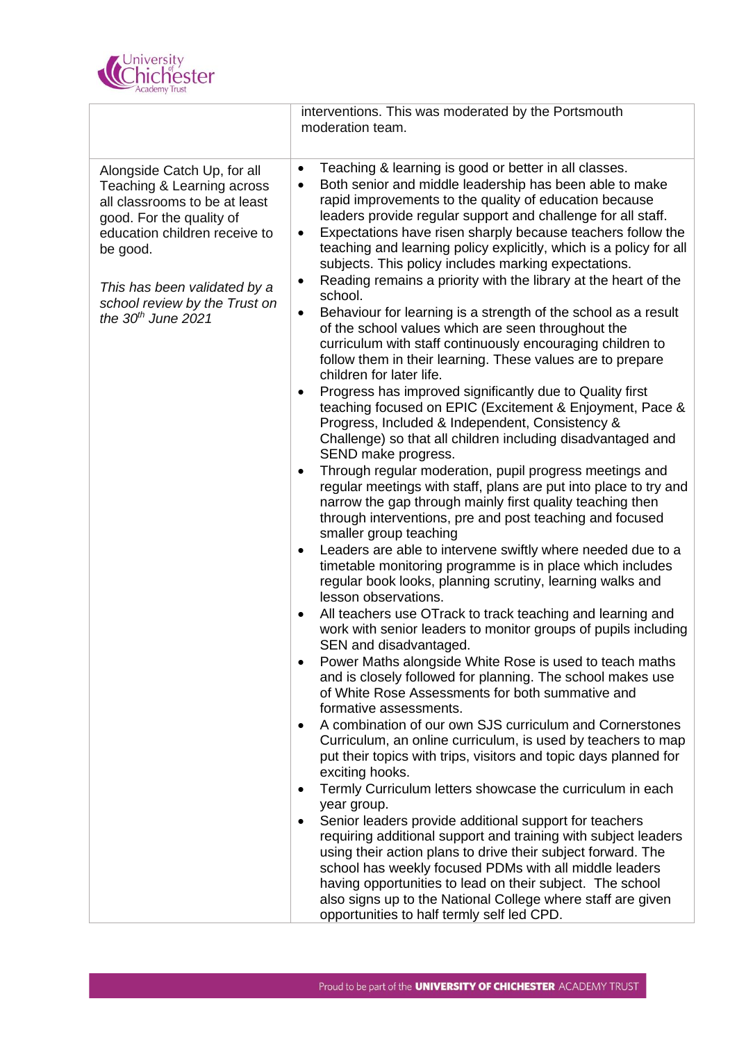| | |
|---|---|
| | interventions. This was moderated by the Portsmouth moderation team. |
| Alongside Catch Up, for all Teaching & Learning across all classrooms to be at least good. For the quality of education children receive to be good.<br><br>*This has been validated by a school review by the Trust on the 30th June 2021* | • Teaching & learning is good or better in all classes.<br>• Both senior and middle leadership has been able to make rapid improvements to the quality of education because leaders provide regular support and challenge for all staff.<br>• Expectations have risen sharply because teachers follow the teaching and learning policy explicitly, which is a policy for all subjects. This policy includes marking expectations.<br>• Reading remains a priority with the library at the heart of the school.<br>• Behaviour for learning is a strength of the school as a result of the school values which are seen throughout the curriculum with staff continuously encouraging children to follow them in their learning. These values are to prepare children for later life.<br>• Progress has improved significantly due to Quality first teaching focused on EPIC (Excitement & Enjoyment, Pace & Progress, Included & Independent, Consistency & Challenge) so that all children including disadvantaged and SEND make progress.<br>• Through regular moderation, pupil progress meetings and regular meetings with staff, plans are put into place to try and narrow the gap through mainly first quality teaching then through interventions, pre and post teaching and focused smaller group teaching<br>• Leaders are able to intervene swiftly where needed due to a timetable monitoring programme is in place which includes regular book looks, planning scrutiny, learning walks and lesson observations.<br>• All teachers use OTrack to track teaching and learning and work with senior leaders to monitor groups of pupils including SEN and disadvantaged.<br>• Power Maths alongside White Rose is used to teach maths and is closely followed for planning. The school makes use of White Rose Assessments for both summative and formative assessments.<br>• A combination of our own SJS curriculum and Cornerstones Curriculum, an online curriculum, is used by teachers to map put their topics with trips, visitors and topic days planned for exciting hooks.<br>• Termly Curriculum letters showcase the curriculum in each year group.<br>• Senior leaders provide additional support for teachers requiring additional support and training with subject leaders using their action plans to drive their subject forward. The school has weekly focused PDMs with all middle leaders having opportunities to lead on their subject. The school also signs up to the National College where staff are given opportunities to half termly self led CPD. |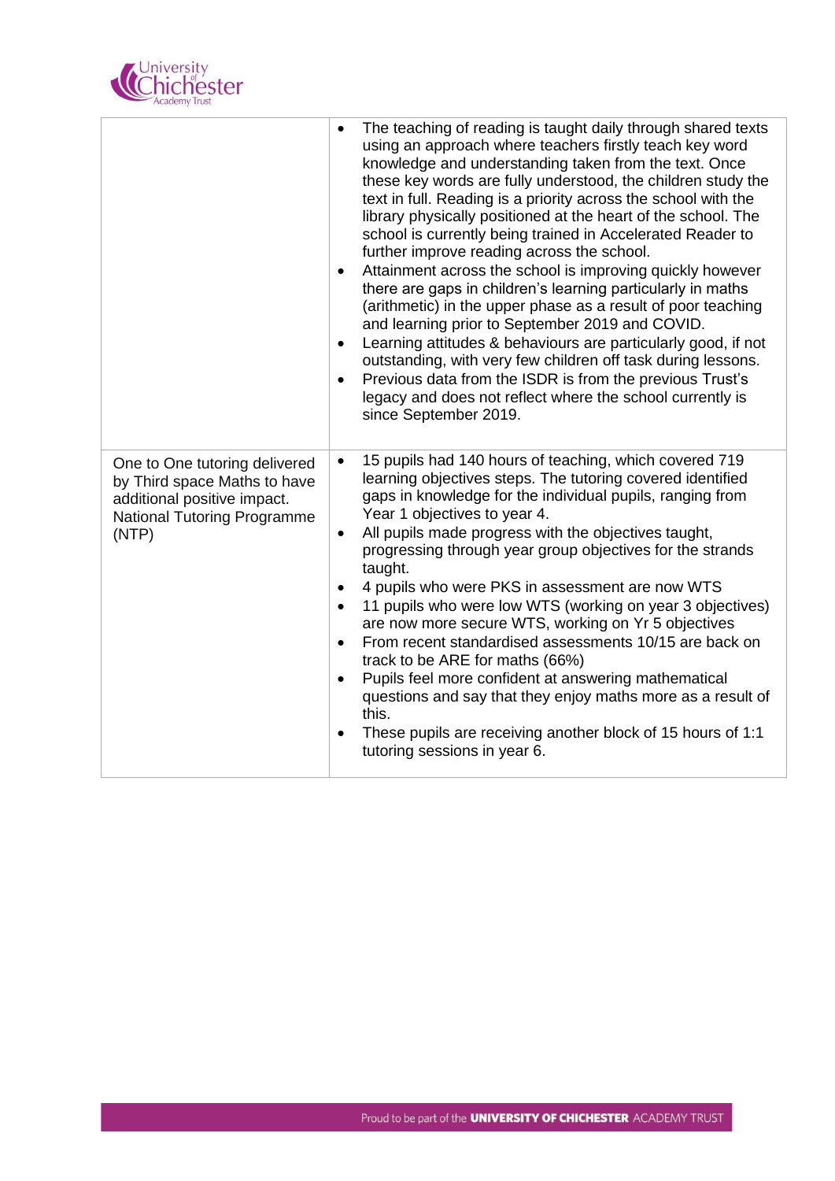| | |
|---|---|
| | • The teaching of reading is taught daily through shared texts using an approach where teachers firstly teach key word knowledge and understanding taken from the text. Once these key words are fully understood, the children study the text in full. Reading is a priority across the school with the library physically positioned at the heart of the school. The school is currently being trained in Accelerated Reader to further improve reading across the school.<br>• Attainment across the school is improving quickly however there are gaps in children's learning particularly in maths (arithmetic) in the upper phase as a result of poor teaching and learning prior to September 2019 and COVID.<br>• Learning attitudes & behaviours are particularly good, if not outstanding, with very few children off task during lessons.<br>• Previous data from the ISDR is from the previous Trust's legacy and does not reflect where the school currently is since September 2019. |
| One to One tutoring delivered by Third space Maths to have additional positive impact. National Tutoring Programme (NTP) | • 15 pupils had 140 hours of teaching, which covered 719 learning objectives steps. The tutoring covered identified gaps in knowledge for the individual pupils, ranging from Year 1 objectives to year 4.<br>• All pupils made progress with the objectives taught, progressing through year group objectives for the strands taught.<br>• 4 pupils who were PKS in assessment are now WTS<br>• 11 pupils who were low WTS (working on year 3 objectives) are now more secure WTS, working on Yr 5 objectives<br>• From recent standardised assessments 10/15 are back on track to be ARE for maths (66%)<br>• Pupils feel more confident at answering mathematical questions and say that they enjoy maths more as a result of this.<br>• These pupils are receiving another block of 15 hours of 1:1 tutoring sessions in year 6. |